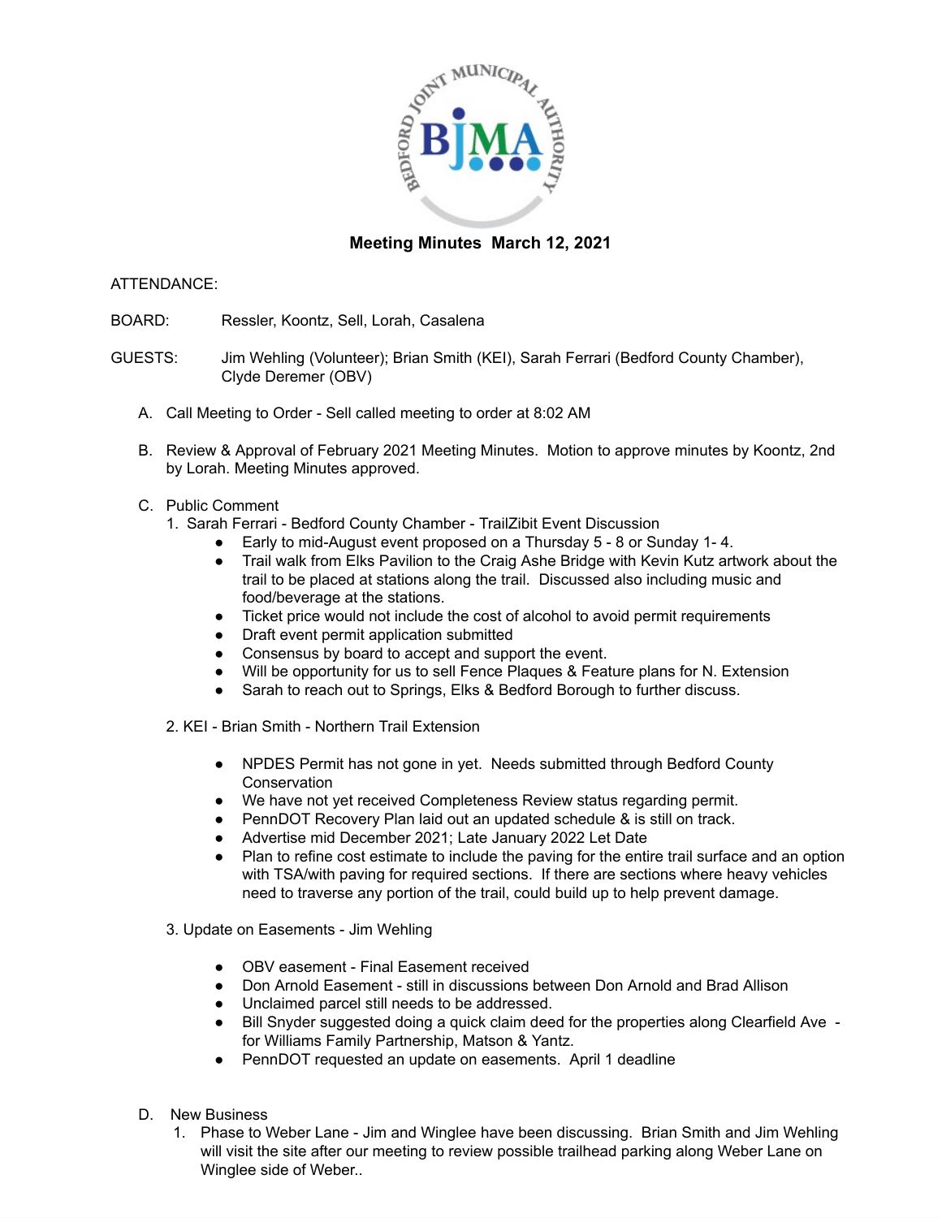# Meeting Minutes  March 12, 2021

ATTENDANCE:

BOARD: Ressler, Koontz, Sell, Lorah, Casalena

GUESTS: Jim Wehling (Volunteer); Brian Smith (KEI), Sarah Ferrari (Bedford County Chamber), Clyde Deremer (OBV)

A. Call Meeting to Order - Sell called meeting to order at 8:02 AM

B. Review & Approval of February 2021 Meeting Minutes. Motion to approve minutes by Koontz, 2nd by Lorah. Meeting Minutes approved.

C. Public Comment
   1. Sarah Ferrari - Bedford County Chamber - TrailZibit Event Discussion
      - Early to mid-August event proposed on a Thursday 5 - 8 or Sunday 1- 4.
      - Trail walk from Elks Pavilion to the Craig Ashe Bridge with Kevin Kutz artwork about the trail to be placed at stations along the trail. Discussed also including music and food/beverage at the stations.
      - Ticket price would not include the cost of alcohol to avoid permit requirements
      - Draft event permit application submitted
      - Consensus by board to accept and support the event.
      - Will be opportunity for us to sell Fence Plaques & Feature plans for N. Extension
      - Sarah to reach out to Springs, Elks & Bedford Borough to further discuss.

   2. KEI - Brian Smith - Northern Trail Extension
      - NPDES Permit has not gone in yet. Needs submitted through Bedford County Conservation
      - We have not yet received Completeness Review status regarding permit.
      - PennDOT Recovery Plan laid out an updated schedule & is still on track.
      - Advertise mid December 2021; Late January 2022 Let Date
      - Plan to refine cost estimate to include the paving for the entire trail surface and an option with TSA/with paving for required sections. If there are sections where heavy vehicles need to traverse any portion of the trail, could build up to help prevent damage.

   3. Update on Easements - Jim Wehling
      - OBV easement - Final Easement received
      - Don Arnold Easement - still in discussions between Don Arnold and Brad Allison
      - Unclaimed parcel still needs to be addressed.
      - Bill Snyder suggested doing a quick claim deed for the properties along Clearfield Ave - for Williams Family Partnership, Matson & Yantz.
      - PennDOT requested an update on easements. April 1 deadline

D. New Business
   1. Phase to Weber Lane - Jim and Winglee have been discussing. Brian Smith and Jim Wehling will visit the site after our meeting to review possible trailhead parking along Weber Lane on Winglee side of Weber..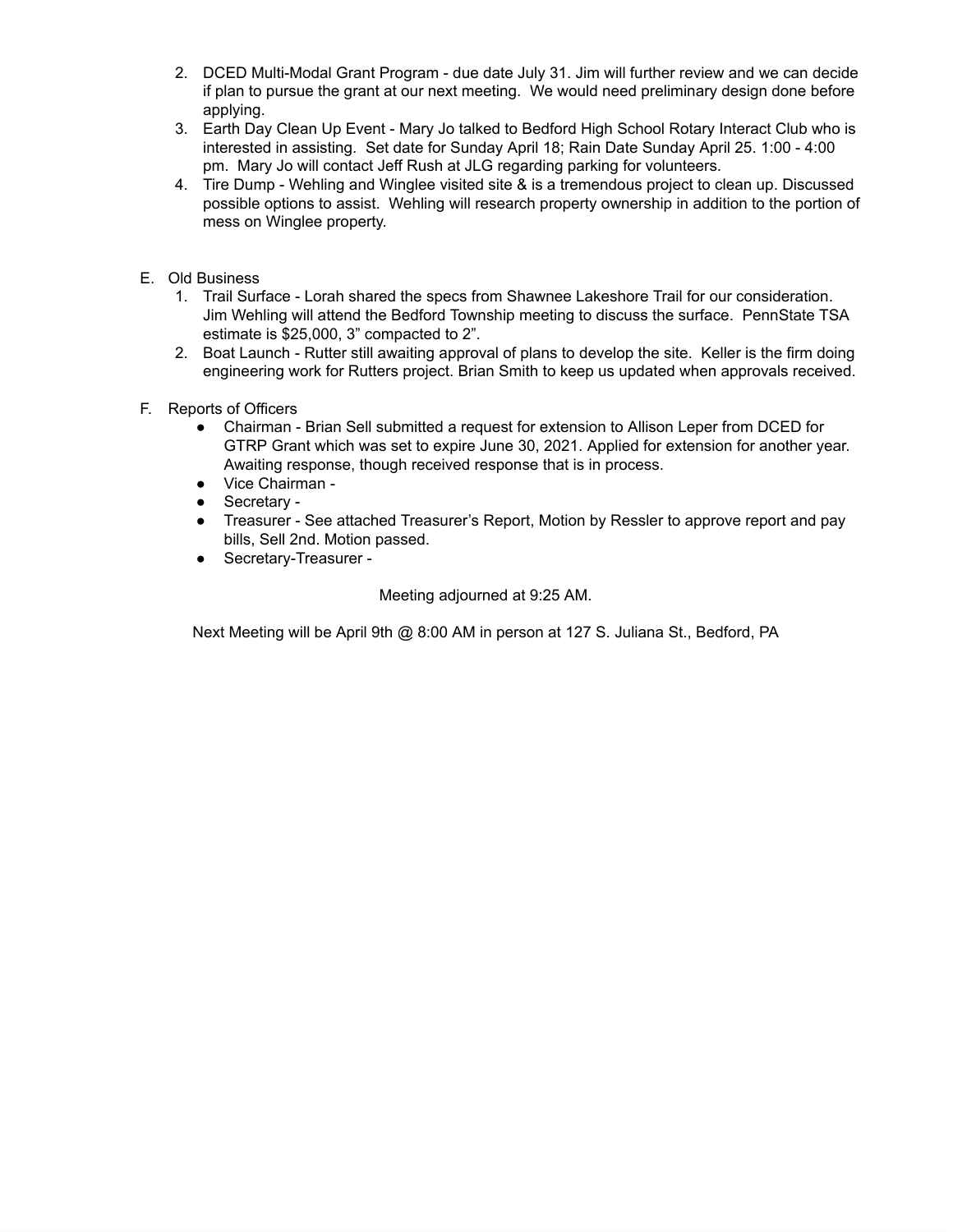2. DCED Multi-Modal Grant Program - due date July 31. Jim will further review and we can decide if plan to pursue the grant at our next meeting. We would need preliminary design done before applying.
3. Earth Day Clean Up Event - Mary Jo talked to Bedford High School Rotary Interact Club who is interested in assisting. Set date for Sunday April 18; Rain Date Sunday April 25. 1:00 - 4:00 pm. Mary Jo will contact Jeff Rush at JLG regarding parking for volunteers.
4. Tire Dump - Wehling and Winglee visited site & is a tremendous project to clean up. Discussed possible options to assist. Wehling will research property ownership in addition to the portion of mess on Winglee property.

E. Old Business
   1. Trail Surface - Lorah shared the specs from Shawnee Lakeshore Trail for our consideration. Jim Wehling will attend the Bedford Township meeting to discuss the surface. PennState TSA estimate is $25,000, 3" compacted to 2".
   2. Boat Launch - Rutter still awaiting approval of plans to develop the site. Keller is the firm doing engineering work for Rutters project. Brian Smith to keep us updated when approvals received.

F. Reports of Officers
   - Chairman - Brian Sell submitted a request for extension to Allison Leper from DCED for GTRP Grant which was set to expire June 30, 2021. Applied for extension for another year. Awaiting response, though received response that is in process.
   - Vice Chairman -
   - Secretary -
   - Treasurer - See attached Treasurer's Report, Motion by Ressler to approve report and pay bills, Sell 2nd. Motion passed.
   - Secretary-Treasurer -

Meeting adjourned at 9:25 AM.

Next Meeting will be April 9th @ 8:00 AM in person at 127 S. Juliana St., Bedford, PA